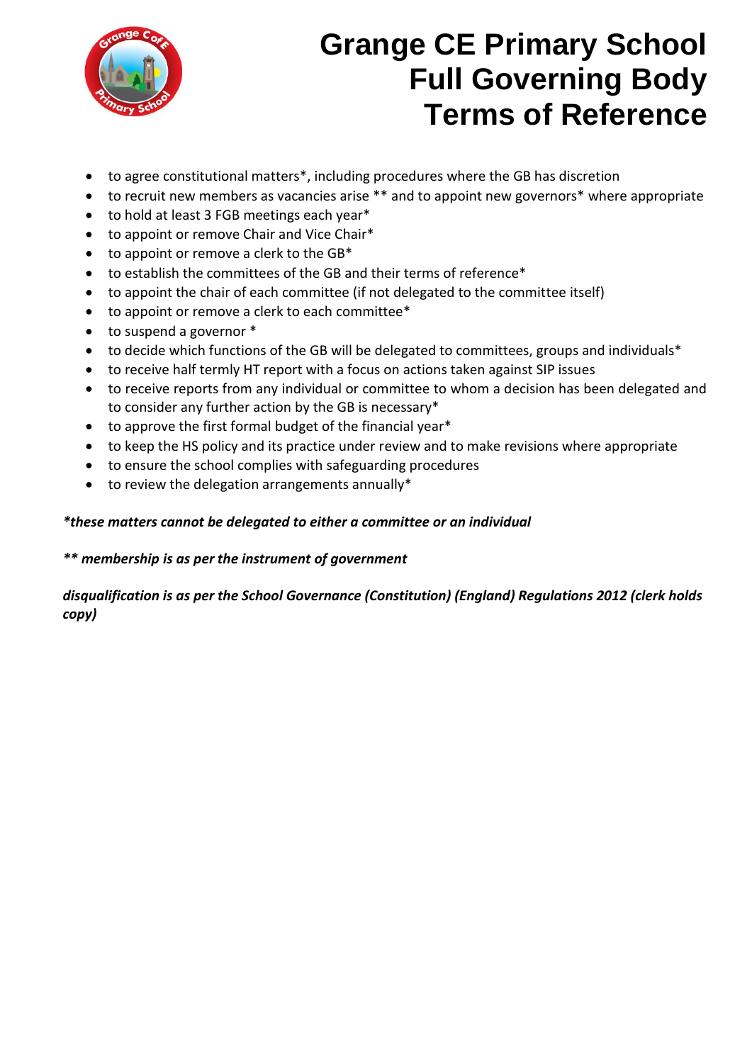# Grange CE Primary School Full Governing Body Terms of Reference

- to agree constitutional matters*, including procedures where the GB has discretion
- to recruit new members as vacancies arise ** and to appoint new governors* where appropriate
- to hold at least 3 FGB meetings each year*
- to appoint or remove Chair and Vice Chair*
- to appoint or remove a clerk to the GB*
- to establish the committees of the GB and their terms of reference*
- to appoint the chair of each committee (if not delegated to the committee itself)
- to appoint or remove a clerk to each committee*
- to suspend a governor *
- to decide which functions of the GB will be delegated to committees, groups and individuals*
- to receive half termly HT report with a focus on actions taken against SIP issues
- to receive reports from any individual or committee to whom a decision has been delegated and to consider any further action by the GB is necessary*
- to approve the first formal budget of the financial year*
- to keep the HS policy and its practice under review and to make revisions where appropriate
- to ensure the school complies with safeguarding procedures
- to review the delegation arrangements annually*

***these matters cannot be delegated to either a committee or an individual***

***** membership is as per the instrument of government***

***disqualification is as per the School Governance (Constitution) (England) Regulations 2012 (clerk holds copy)***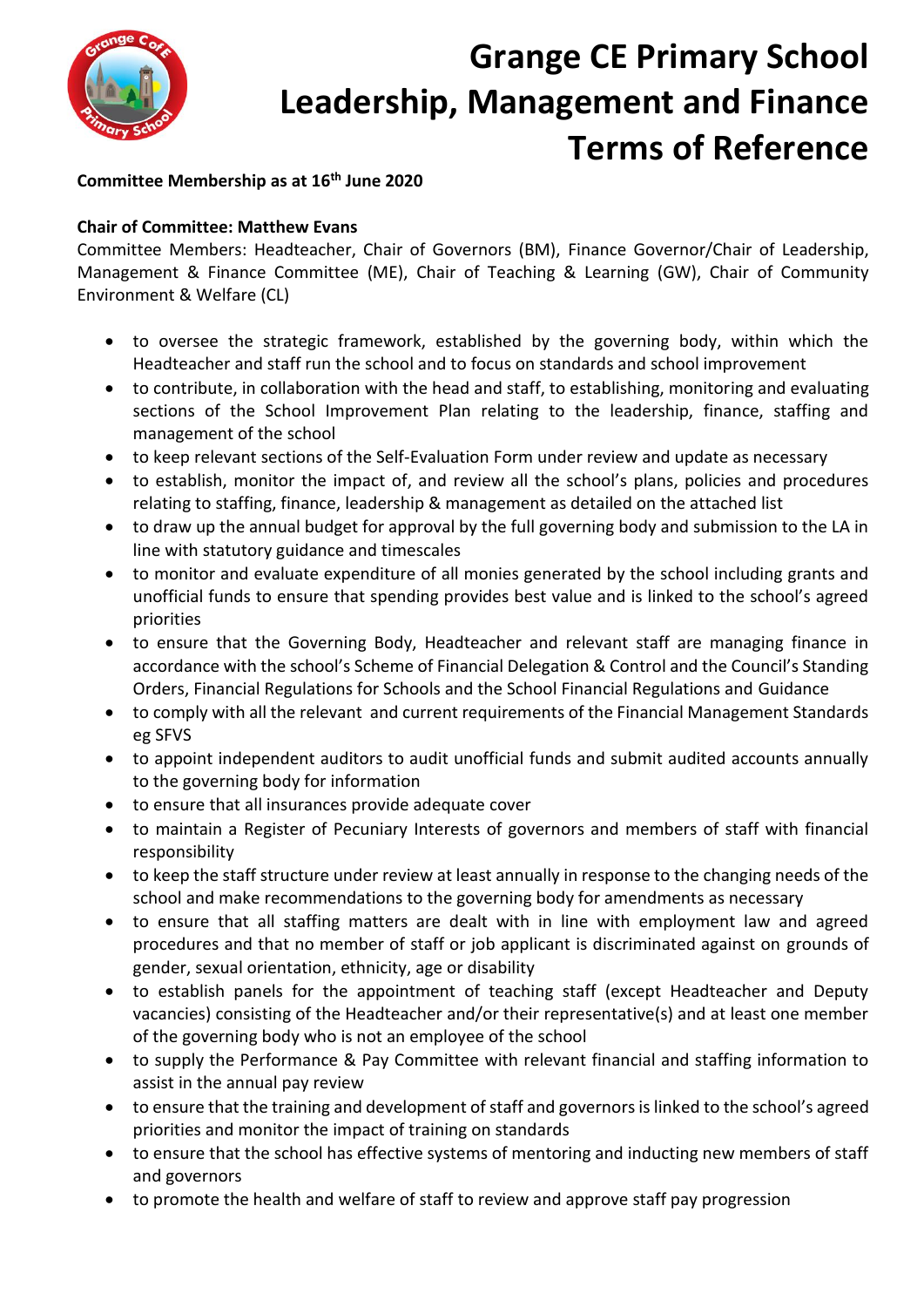# Grange CE Primary School Leadership, Management and Finance Terms of Reference

**Committee Membership as at 16th June 2020**

**Chair of Committee: Matthew Evans**

Committee Members: Headteacher, Chair of Governors (BM), Finance Governor/Chair of Leadership, Management & Finance Committee (ME), Chair of Teaching & Learning (GW), Chair of Community Environment & Welfare (CL)

- to oversee the strategic framework, established by the governing body, within which the Headteacher and staff run the school and to focus on standards and school improvement
- to contribute, in collaboration with the head and staff, to establishing, monitoring and evaluating sections of the School Improvement Plan relating to the leadership, finance, staffing and management of the school
- to keep relevant sections of the Self-Evaluation Form under review and update as necessary
- to establish, monitor the impact of, and review all the school's plans, policies and procedures relating to staffing, finance, leadership & management as detailed on the attached list
- to draw up the annual budget for approval by the full governing body and submission to the LA in line with statutory guidance and timescales
- to monitor and evaluate expenditure of all monies generated by the school including grants and unofficial funds to ensure that spending provides best value and is linked to the school's agreed priorities
- to ensure that the Governing Body, Headteacher and relevant staff are managing finance in accordance with the school's Scheme of Financial Delegation & Control and the Council's Standing Orders, Financial Regulations for Schools and the School Financial Regulations and Guidance
- to comply with all the relevant and current requirements of the Financial Management Standards eg SFVS
- to appoint independent auditors to audit unofficial funds and submit audited accounts annually to the governing body for information
- to ensure that all insurances provide adequate cover
- to maintain a Register of Pecuniary Interests of governors and members of staff with financial responsibility
- to keep the staff structure under review at least annually in response to the changing needs of the school and make recommendations to the governing body for amendments as necessary
- to ensure that all staffing matters are dealt with in line with employment law and agreed procedures and that no member of staff or job applicant is discriminated against on grounds of gender, sexual orientation, ethnicity, age or disability
- to establish panels for the appointment of teaching staff (except Headteacher and Deputy vacancies) consisting of the Headteacher and/or their representative(s) and at least one member of the governing body who is not an employee of the school
- to supply the Performance & Pay Committee with relevant financial and staffing information to assist in the annual pay review
- to ensure that the training and development of staff and governors is linked to the school's agreed priorities and monitor the impact of training on standards
- to ensure that the school has effective systems of mentoring and inducting new members of staff and governors
- to promote the health and welfare of staff to review and approve staff pay progression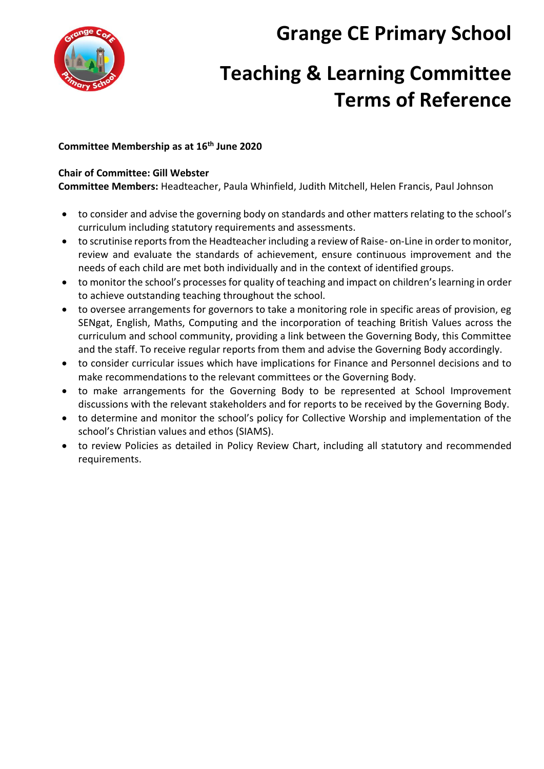# Grange CE Primary School

# Teaching & Learning Committee Terms of Reference

**Committee Membership as at 16th June 2020**

**Chair of Committee: Gill Webster**
**Committee Members:** Headteacher, Paula Whinfield, Judith Mitchell, Helen Francis, Paul Johnson

- to consider and advise the governing body on standards and other matters relating to the school's curriculum including statutory requirements and assessments.
- to scrutinise reports from the Headteacher including a review of Raise- on-Line in order to monitor, review and evaluate the standards of achievement, ensure continuous improvement and the needs of each child are met both individually and in the context of identified groups.
- to monitor the school's processes for quality of teaching and impact on children's learning in order to achieve outstanding teaching throughout the school.
- to oversee arrangements for governors to take a monitoring role in specific areas of provision, eg SENgat, English, Maths, Computing and the incorporation of teaching British Values across the curriculum and school community, providing a link between the Governing Body, this Committee and the staff. To receive regular reports from them and advise the Governing Body accordingly.
- to consider curricular issues which have implications for Finance and Personnel decisions and to make recommendations to the relevant committees or the Governing Body.
- to make arrangements for the Governing Body to be represented at School Improvement discussions with the relevant stakeholders and for reports to be received by the Governing Body.
- to determine and monitor the school's policy for Collective Worship and implementation of the school's Christian values and ethos (SIAMS).
- to review Policies as detailed in Policy Review Chart, including all statutory and recommended requirements.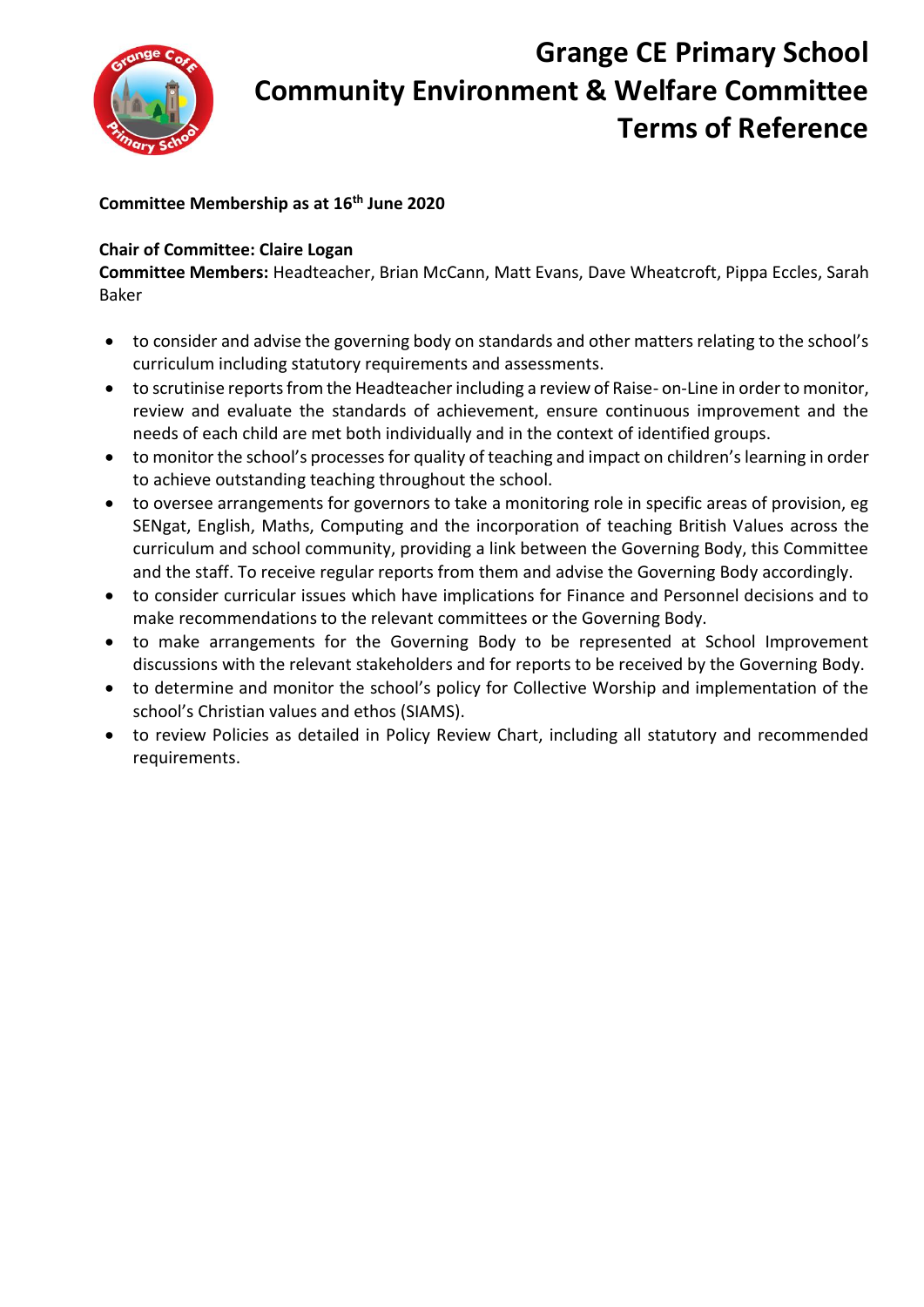# Grange CE Primary School
# Community Environment & Welfare Committee
# Terms of Reference

**Committee Membership as at 16th June 2020**

**Chair of Committee: Claire Logan**
**Committee Members:** Headteacher, Brian McCann, Matt Evans, Dave Wheatcroft, Pippa Eccles, Sarah Baker

- to consider and advise the governing body on standards and other matters relating to the school's curriculum including statutory requirements and assessments.
- to scrutinise reports from the Headteacher including a review of Raise- on-Line in order to monitor, review and evaluate the standards of achievement, ensure continuous improvement and the needs of each child are met both individually and in the context of identified groups.
- to monitor the school's processes for quality of teaching and impact on children's learning in order to achieve outstanding teaching throughout the school.
- to oversee arrangements for governors to take a monitoring role in specific areas of provision, eg SENgat, English, Maths, Computing and the incorporation of teaching British Values across the curriculum and school community, providing a link between the Governing Body, this Committee and the staff. To receive regular reports from them and advise the Governing Body accordingly.
- to consider curricular issues which have implications for Finance and Personnel decisions and to make recommendations to the relevant committees or the Governing Body.
- to make arrangements for the Governing Body to be represented at School Improvement discussions with the relevant stakeholders and for reports to be received by the Governing Body.
- to determine and monitor the school's policy for Collective Worship and implementation of the school's Christian values and ethos (SIAMS).
- to review Policies as detailed in Policy Review Chart, including all statutory and recommended requirements.